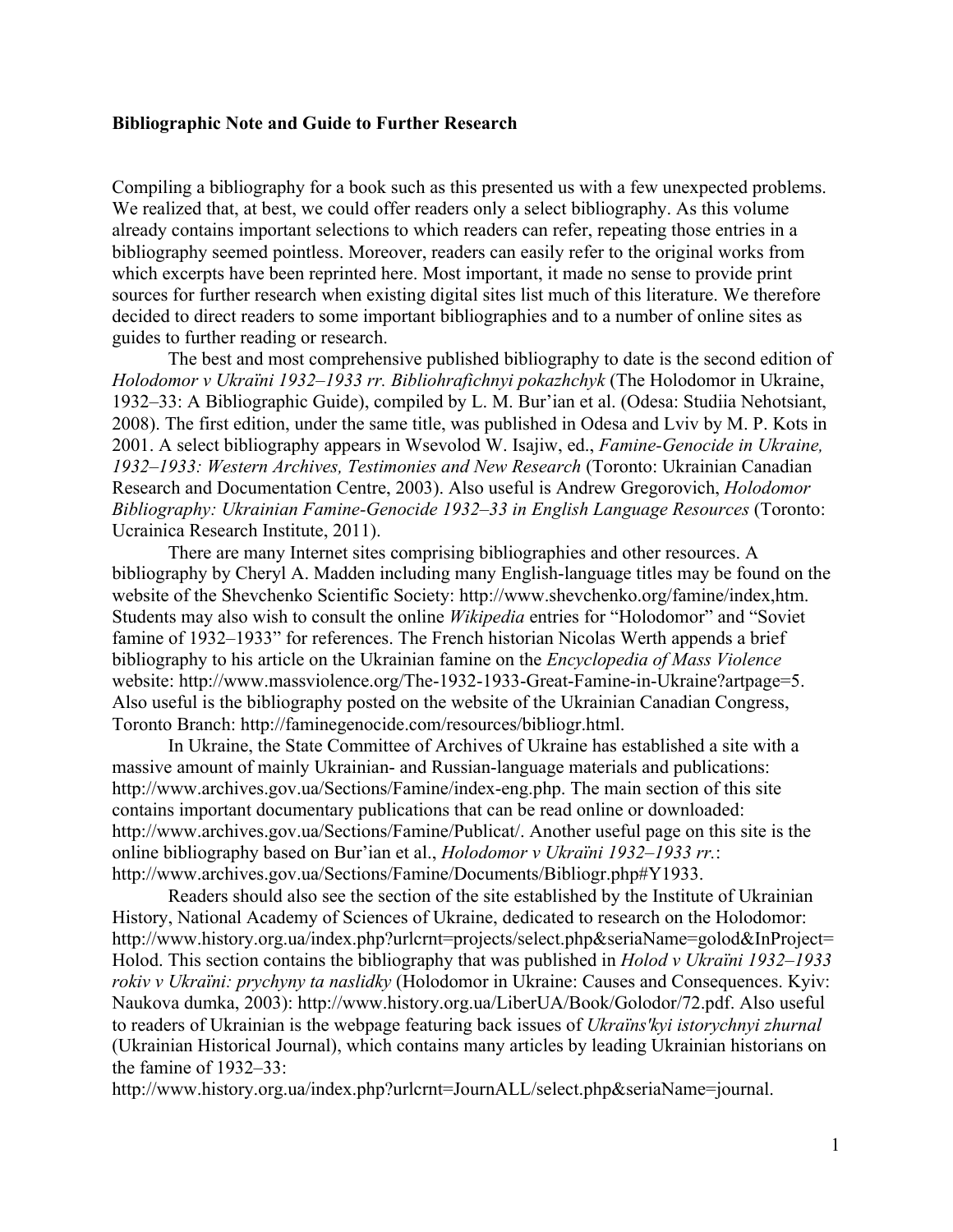**Bibliographic Note and Guide to Further Research**

Compiling a bibliography for a book such as this presented us with a few unexpected problems. We realized that, at best, we could offer readers only a select bibliography. As this volume already contains important selections to which readers can refer, repeating those entries in a bibliography seemed pointless. Moreover, readers can easily refer to the original works from which excerpts have been reprinted here. Most important, it made no sense to provide print sources for further research when existing digital sites list much of this literature. We therefore decided to direct readers to some important bibliographies and to a number of online sites as guides to further reading or research.

The best and most comprehensive published bibliography to date is the second edition of *Holodomor v Ukraïni 1932–1933 rr. Bibliohrafichnyi pokazhchyk* (The Holodomor in Ukraine, 1932–33: A Bibliographic Guide), compiled by L. M. Bur'ian et al. (Odesa: Studiia Nehotsiant, 2008). The first edition, under the same title, was published in Odesa and Lviv by M. P. Kots in 2001. A select bibliography appears in Wsevolod W. Isajiw, ed., *Famine-Genocide in Ukraine, 1932–1933: Western Archives, Testimonies and New Research* (Toronto: Ukrainian Canadian Research and Documentation Centre, 2003). Also useful is Andrew Gregorovich, *Holodomor Bibliography: Ukrainian Famine-Genocide 1932–33 in English Language Resources* (Toronto: Ucrainica Research Institute, 2011).

There are many Internet sites comprising bibliographies and other resources. A bibliography by Cheryl A. Madden including many English-language titles may be found on the website of the Shevchenko Scientific Society: http://www.shevchenko.org/famine/index,htm. Students may also wish to consult the online *Wikipedia* entries for "Holodomor" and "Soviet famine of 1932–1933" for references. The French historian Nicolas Werth appends a brief bibliography to his article on the Ukrainian famine on the *Encyclopedia of Mass Violence* website: http://www.massviolence.org/The-1932-1933-Great-Famine-in-Ukraine?artpage=5. Also useful is the bibliography posted on the website of the Ukrainian Canadian Congress, Toronto Branch: http://faminegenocide.com/resources/bibliogr.html.

In Ukraine, the State Committee of Archives of Ukraine has established a site with a massive amount of mainly Ukrainian- and Russian-language materials and publications: http://www.archives.gov.ua/Sections/Famine/index-eng.php. The main section of this site contains important documentary publications that can be read online or downloaded: http://www.archives.gov.ua/Sections/Famine/Publicat/. Another useful page on this site is the online bibliography based on Bur'ian et al., *Holodomor v Ukraïni 1932–1933 rr.*: http://www.archives.gov.ua/Sections/Famine/Documents/Bibliogr.php#Y1933.

Readers should also see the section of the site established by the Institute of Ukrainian History, National Academy of Sciences of Ukraine, dedicated to research on the Holodomor: http://www.history.org.ua/index.php?urlcrnt=projects/select.php&seriaName=golod&InProject=Holod. This section contains the bibliography that was published in *Holod v Ukraïni 1932–1933 rokiv v Ukraïni: prychyny ta naslidky* (Holodomor in Ukraine: Causes and Consequences. Kyiv: Naukova dumka, 2003): http://www.history.org.ua/LiberUA/Book/Golodor/72.pdf. Also useful to readers of Ukrainian is the webpage featuring back issues of *Ukraïns'kyi istorychnyi zhurnal* (Ukrainian Historical Journal), which contains many articles by leading Ukrainian historians on the famine of 1932–33:
http://www.history.org.ua/index.php?urlcrnt=JournALL/select.php&seriaName=journal.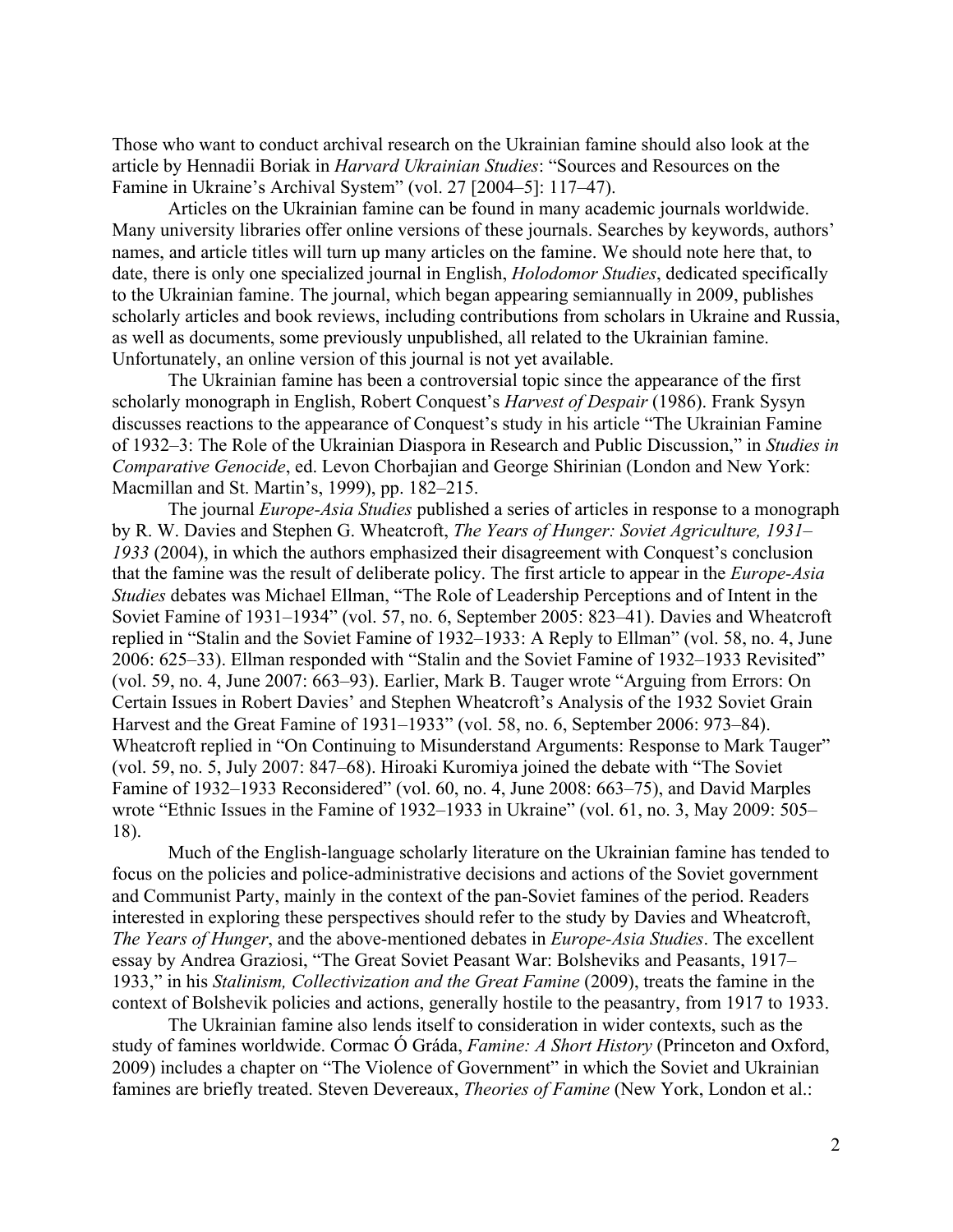Those who want to conduct archival research on the Ukrainian famine should also look at the article by Hennadii Boriak in *Harvard Ukrainian Studies*: "Sources and Resources on the Famine in Ukraine's Archival System" (vol. 27 [2004–5]: 117–47).

Articles on the Ukrainian famine can be found in many academic journals worldwide. Many university libraries offer online versions of these journals. Searches by keywords, authors' names, and article titles will turn up many articles on the famine. We should note here that, to date, there is only one specialized journal in English, *Holodomor Studies*, dedicated specifically to the Ukrainian famine. The journal, which began appearing semiannually in 2009, publishes scholarly articles and book reviews, including contributions from scholars in Ukraine and Russia, as well as documents, some previously unpublished, all related to the Ukrainian famine. Unfortunately, an online version of this journal is not yet available.

The Ukrainian famine has been a controversial topic since the appearance of the first scholarly monograph in English, Robert Conquest's *Harvest of Despair* (1986). Frank Sysyn discusses reactions to the appearance of Conquest's study in his article "The Ukrainian Famine of 1932–3: The Role of the Ukrainian Diaspora in Research and Public Discussion," in *Studies in Comparative Genocide*, ed. Levon Chorbajian and George Shirinian (London and New York: Macmillan and St. Martin's, 1999), pp. 182–215.

The journal *Europe-Asia Studies* published a series of articles in response to a monograph by R. W. Davies and Stephen G. Wheatcroft, *The Years of Hunger: Soviet Agriculture, 1931–1933* (2004), in which the authors emphasized their disagreement with Conquest's conclusion that the famine was the result of deliberate policy. The first article to appear in the *Europe-Asia Studies* debates was Michael Ellman, "The Role of Leadership Perceptions and of Intent in the Soviet Famine of 1931–1934" (vol. 57, no. 6, September 2005: 823–41). Davies and Wheatcroft replied in "Stalin and the Soviet Famine of 1932–1933: A Reply to Ellman" (vol. 58, no. 4, June 2006: 625–33). Ellman responded with "Stalin and the Soviet Famine of 1932–1933 Revisited" (vol. 59, no. 4, June 2007: 663–93). Earlier, Mark B. Tauger wrote "Arguing from Errors: On Certain Issues in Robert Davies' and Stephen Wheatcroft's Analysis of the 1932 Soviet Grain Harvest and the Great Famine of 1931–1933" (vol. 58, no. 6, September 2006: 973–84). Wheatcroft replied in "On Continuing to Misunderstand Arguments: Response to Mark Tauger" (vol. 59, no. 5, July 2007: 847–68). Hiroaki Kuromiya joined the debate with "The Soviet Famine of 1932–1933 Reconsidered" (vol. 60, no. 4, June 2008: 663–75), and David Marples wrote "Ethnic Issues in the Famine of 1932–1933 in Ukraine" (vol. 61, no. 3, May 2009: 505–18).

Much of the English-language scholarly literature on the Ukrainian famine has tended to focus on the policies and police-administrative decisions and actions of the Soviet government and Communist Party, mainly in the context of the pan-Soviet famines of the period. Readers interested in exploring these perspectives should refer to the study by Davies and Wheatcroft, *The Years of Hunger*, and the above-mentioned debates in *Europe-Asia Studies*. The excellent essay by Andrea Graziosi, "The Great Soviet Peasant War: Bolsheviks and Peasants, 1917–1933," in his *Stalinism, Collectivization and the Great Famine* (2009), treats the famine in the context of Bolshevik policies and actions, generally hostile to the peasantry, from 1917 to 1933.

The Ukrainian famine also lends itself to consideration in wider contexts, such as the study of famines worldwide. Cormac Ó Gráda, *Famine: A Short History* (Princeton and Oxford, 2009) includes a chapter on "The Violence of Government" in which the Soviet and Ukrainian famines are briefly treated. Steven Devereaux, *Theories of Famine* (New York, London et al.: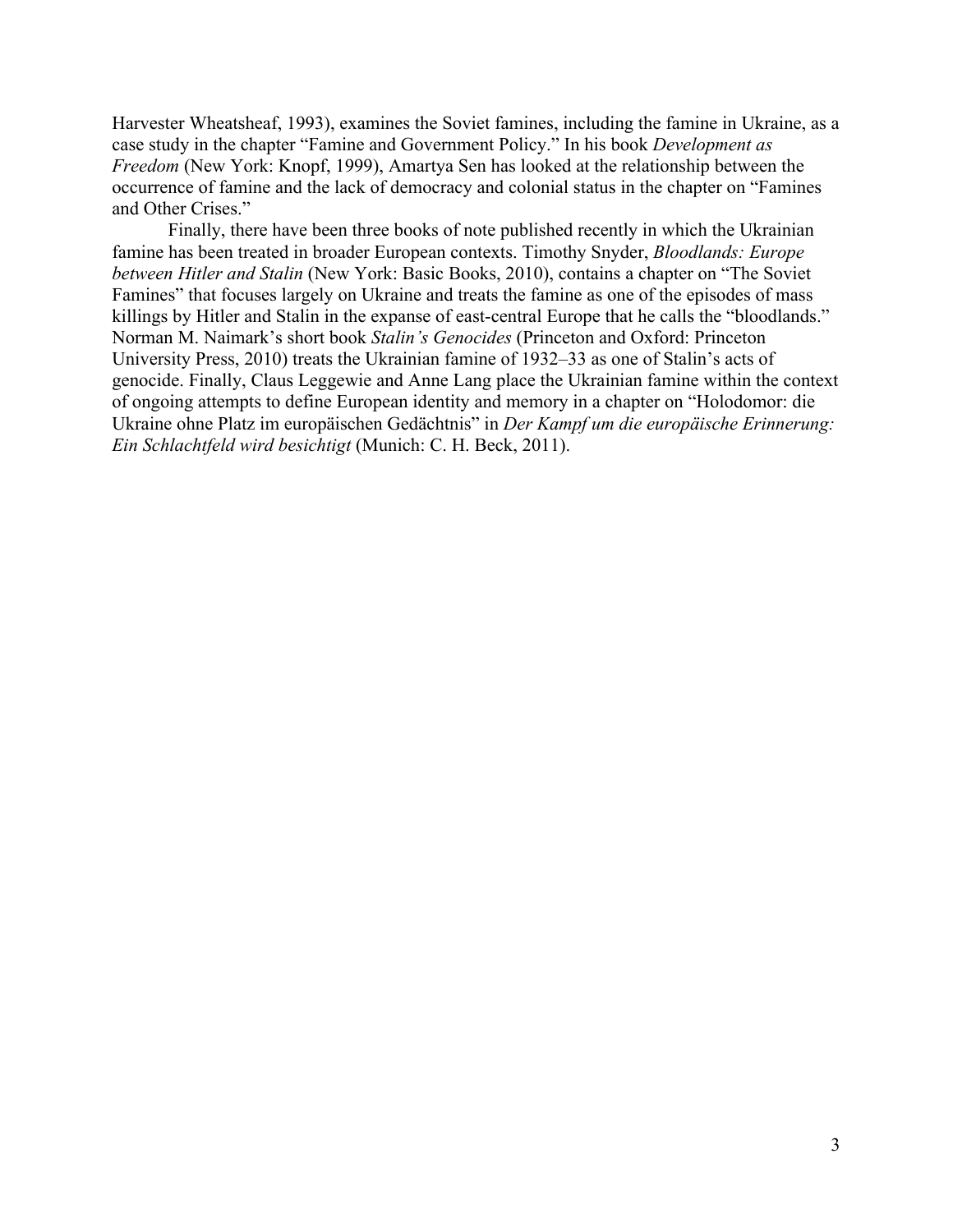Harvester Wheatsheaf, 1993), examines the Soviet famines, including the famine in Ukraine, as a case study in the chapter "Famine and Government Policy." In his book *Development as Freedom* (New York: Knopf, 1999), Amartya Sen has looked at the relationship between the occurrence of famine and the lack of democracy and colonial status in the chapter on "Famines and Other Crises."

Finally, there have been three books of note published recently in which the Ukrainian famine has been treated in broader European contexts. Timothy Snyder, *Bloodlands: Europe between Hitler and Stalin* (New York: Basic Books, 2010), contains a chapter on "The Soviet Famines" that focuses largely on Ukraine and treats the famine as one of the episodes of mass killings by Hitler and Stalin in the expanse of east-central Europe that he calls the "bloodlands." Norman M. Naimark's short book *Stalin's Genocides* (Princeton and Oxford: Princeton University Press, 2010) treats the Ukrainian famine of 1932–33 as one of Stalin's acts of genocide. Finally, Claus Leggewie and Anne Lang place the Ukrainian famine within the context of ongoing attempts to define European identity and memory in a chapter on "Holodomor: die Ukraine ohne Platz im europäischen Gedächtnis" in *Der Kampf um die europäische Erinnerung: Ein Schlachtfeld wird besichtigt* (Munich: C. H. Beck, 2011).